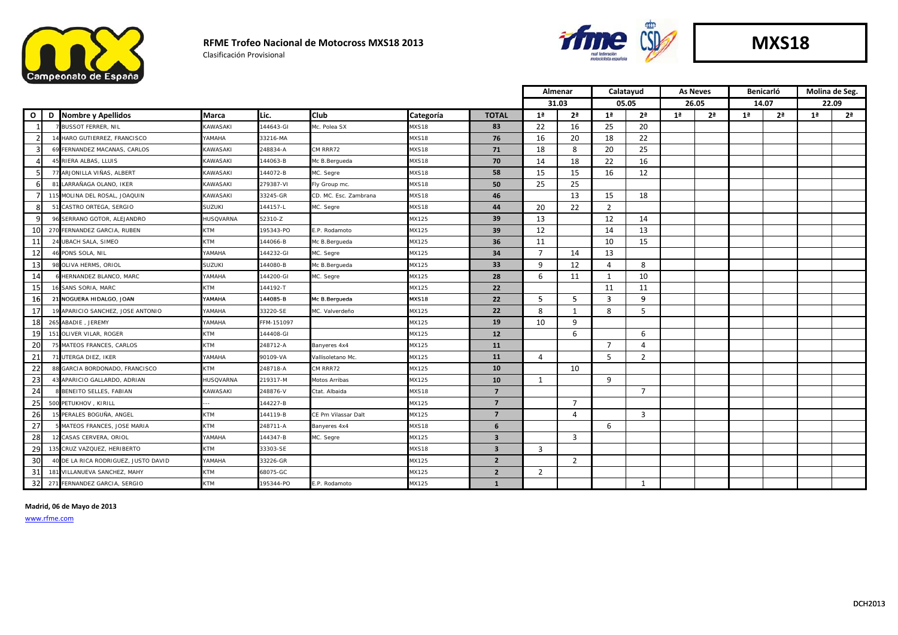# RFME Trofeo Nacional de Motocross MXS18 2013

Clasificación Provisional

**MXS18**

| | | | | | | | | Almenar | | Calatayud | | As Neves | | Benicarló | | Molina de Seg. | |
|---|---|---|---|---|---|---|---|---|---|---|---|---|---|---|---|---|---|
| | | | | | | | | 31.03 | | 05.05 | | 26.05 | | 14.07 | | 22.09 | |
| **O** | **D** | **Nombre y Apellidos** | **Marca** | **Lic.** | **Club** | **Categoría** | **TOTAL** | **1ª** | **2ª** | **1ª** | **2ª** | **1ª** | **2ª** | **1ª** | **2ª** | **1ª** | **2ª** |
| 1 | 7 | BUSSOT FERRER, NIL | KAWASAKI | 144643-GI | Mc. Polea SX | MXS18 | 83 | 22 | 16 | 25 | 20 | | | | | | |
| 2 | 14 | HARO GUTIERREZ, FRANCISCO | YAMAHA | 33216-MA | | MXS18 | 76 | 16 | 20 | 18 | 22 | | | | | | |
| 3 | 69 | FERNANDEZ MACANAS, CARLOS | KAWASAKI | 248834-A | CM RRR72 | MXS18 | 71 | 18 | 8 | 20 | 25 | | | | | | |
| 4 | 45 | RIERA ALBAS, LLUIS | KAWASAKI | 144063-B | Mc B.Bergueda | MXS18 | 70 | 14 | 18 | 22 | 16 | | | | | | |
| 5 | 77 | ARJONILLA VIÑAS, ALBERT | KAWASAKI | 144072-B | MC. Segre | MXS18 | 58 | 15 | 15 | 16 | 12 | | | | | | |
| 6 | 81 | LARRAÑAGA OLANO, IKER | KAWASAKI | 279387-VI | Fly Group mc. | MXS18 | 50 | 25 | 25 | | | | | | | | |
| 7 | 115 | MOLINA DEL ROSAL, JOAQUIN | KAWASAKI | 33245-GR | CD. MC. Esc. Zambrana | MXS18 | 46 | | 13 | 15 | 18 | | | | | | |
| 8 | 51 | CASTRO ORTEGA, SERGIO | SUZUKI | 144157-L | MC. Segre | MXS18 | 44 | 20 | 22 | 2 | | | | | | | |
| 9 | 96 | SERRANO GOTOR, ALEJANDRO | HUSQVARNA | 52310-Z | | MX125 | 39 | 13 | | 12 | 14 | | | | | | |
| 10 | 270 | FERNANDEZ GARCIA, RUBEN | KTM | 195343-PO | E.P. Rodamoto | MX125 | 39 | 12 | | 14 | 13 | | | | | | |
| 11 | 24 | UBACH SALA, SIMEO | KTM | 144066-B | Mc B.Bergueda | MX125 | 36 | 11 | | 10 | 15 | | | | | | |
| 12 | 46 | PONS SOLA, NIL | YAMAHA | 144232-GI | MC. Segre | MX125 | 34 | 7 | 14 | 13 | | | | | | | |
| 13 | 98 | OLIVA HERMS, ORIOL | SUZUKI | 144080-B | Mc B.Bergueda | MX125 | 33 | 9 | 12 | 4 | 8 | | | | | | |
| 14 | 6 | HERNANDEZ BLANCO, MARC | YAMAHA | 144200-GI | MC. Segre | MX125 | 28 | 6 | 11 | 1 | 10 | | | | | | |
| 15 | 16 | SANS SORIA, MARC | KTM | 144192-T | | MX125 | 22 | | | 11 | 11 | | | | | | |
| 16 | 21 | NOGUERA HIDALGO, JOAN | YAMAHA | 144085-B | Mc B.Bergueda | MXS18 | 22 | 5 | 5 | 3 | 9 | | | | | | |
| 17 | 19 | APARICIO SANCHEZ, JOSE ANTONIO | YAMAHA | 33220-SE | MC. Valverdeño | MX125 | 22 | 8 | 1 | 8 | 5 | | | | | | |
| 18 | 265 | ABADIE , JEREMY | YAMAHA | FFM-151097 | | MX125 | 19 | 10 | 9 | | | | | | | | |
| 19 | 151 | OLIVER VILAR, ROGER | KTM | 144408-GI | | MX125 | 12 | | 6 | | 6 | | | | | | |
| 20 | 75 | MATEOS FRANCES, CARLOS | KTM | 248712-A | Banyeres 4x4 | MX125 | 11 | | | 7 | 4 | | | | | | |
| 21 | 71 | UTERGA DIEZ, IKER | YAMAHA | 90109-VA | Vallisoletano Mc. | MX125 | 11 | 4 | | 5 | 2 | | | | | | |
| 22 | 88 | GARCIA BORDONADO, FRANCISCO | KTM | 248718-A | CM RRR72 | MX125 | 10 | | 10 | | | | | | | | |
| 23 | 43 | APARICIO GALLARDO, ADRIAN | HUSQVARNA | 219317-M | Motos Arribas | MX125 | 10 | 1 | | 9 | | | | | | | |
| 24 | 8 | BENEITO SELLES, FABIAN | KAWASAKI | 248876-V | Ctat. Albaida | MXS18 | 7 | | | | 7 | | | | | | |
| 25 | 500 | PETUKHOV , KIRILL | --- | 144227-B | | MX125 | 7 | | 7 | | | | | | | | |
| 26 | 15 | PERALES BOGUÑA, ANGEL | KTM | 144119-B | CE Pm Vilassar Dalt | MX125 | 7 | | 4 | | 3 | | | | | | |
| 27 | 5 | MATEOS FRANCES, JOSE MARIA | KTM | 248711-A | Banyeres 4x4 | MXS18 | 6 | | | 6 | | | | | | | |
| 28 | 12 | CASAS CERVERA, ORIOL | YAMAHA | 144347-B | MC. Segre | MX125 | 3 | | 3 | | | | | | | | |
| 29 | 135 | CRUZ VAZQUEZ, HERIBERTO | KTM | 33303-SE | | MXS18 | 3 | 3 | | | | | | | | | |
| 30 | 40 | DE LA RICA RODRIGUEZ, JUSTO DAVID | YAMAHA | 33226-GR | | MX125 | 2 | | 2 | | | | | | | | |
| 31 | 181 | VILLANUEVA SANCHEZ, MAHY | KTM | 68075-GC | | MX125 | 2 | 2 | | | | | | | | | |
| 32 | 271 | FERNANDEZ GARCIA, SERGIO | KTM | 195344-PO | E.P. Rodamoto | MX125 | 1 | | | | 1 | | | | | | |

**Madrid, 06 de Mayo de 2013**

www.rfme.com

DCH2013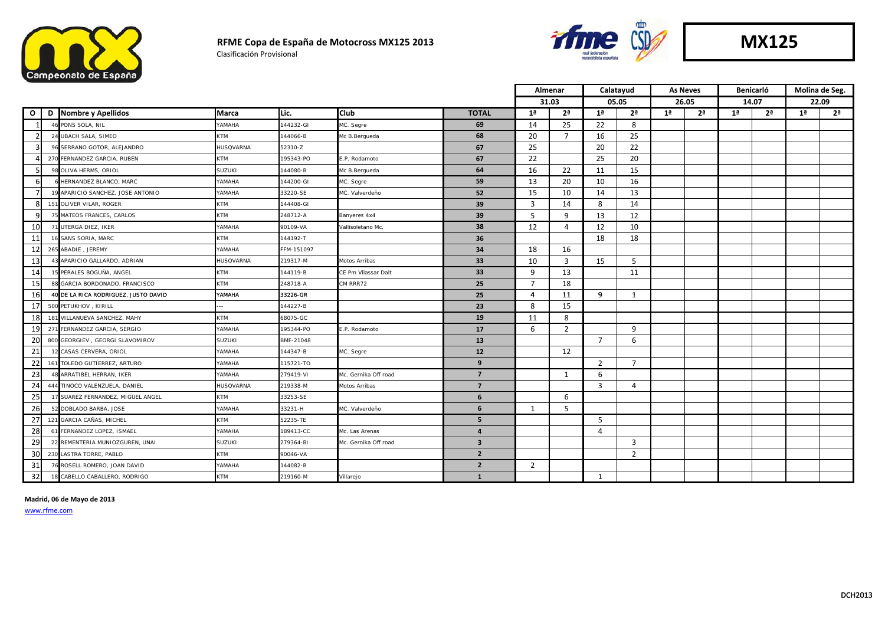# RFME Copa de España de Motocross MX125 2013

Clasificación Provisional

**MX125**

| O | D | Nombre y Apellidos | Marca | Lic. | Club | TOTAL | Almenar 31.03 | | Calatayud 05.05 | | As Neves 26.05 | | Benicarló 14.07 | | Molina de Seg. 22.09 | |
|---|---|---|---|---|---|---|---|---|---|---|---|---|---|---|---|---|
| | | | | | | | 1ª | 2ª | 1ª | 2ª | 1ª | 2ª | 1ª | 2ª | 1ª | 2ª |
| 1 | 46 | PONS SOLA, NIL | YAMAHA | 144232-GI | MC. Segre | 69 | 14 | 25 | 22 | 8 | | | | | | |
| 2 | 24 | UBACH SALA, SIMEO | KTM | 144066-B | Mc B.Bergueda | 68 | 20 | 7 | 16 | 25 | | | | | | |
| 3 | 96 | SERRANO GOTOR, ALEJANDRO | HUSQVARNA | 52310-Z | | 67 | 25 | | 20 | 22 | | | | | | |
| 4 | 270 | FERNANDEZ GARCIA, RUBEN | KTM | 195343-PO | E.P. Rodamoto | 67 | 22 | | 25 | 20 | | | | | | |
| 5 | 98 | OLIVA HERMS, ORIOL | SUZUKI | 144080-B | Mc B.Bergueda | 64 | 16 | 22 | 11 | 15 | | | | | | |
| 6 | 6 | HERNANDEZ BLANCO, MARC | YAMAHA | 144200-GI | MC. Segre | 59 | 13 | 20 | 10 | 16 | | | | | | |
| 7 | 19 | APARICIO SANCHEZ, JOSE ANTONIO | YAMAHA | 33220-SE | MC. Valverdeño | 52 | 15 | 10 | 14 | 13 | | | | | | |
| 8 | 151 | OLIVER VILAR, ROGER | KTM | 144408-GI | | 39 | 3 | 14 | 8 | 14 | | | | | | |
| 9 | 75 | MATEOS FRANCES, CARLOS | KTM | 248712-A | Banyeres 4x4 | 39 | 5 | 9 | 13 | 12 | | | | | | |
| 10 | 71 | UTERGA DIEZ, IKER | YAMAHA | 90109-VA | Vallisoletano Mc. | 38 | 12 | 4 | 12 | 10 | | | | | | |
| 11 | 16 | SANS SORIA, MARC | KTM | 144192-T | | 36 | | | 18 | 18 | | | | | | |
| 12 | 265 | ABADIE , JEREMY | YAMAHA | FFM-151097 | | 34 | 18 | 16 | | | | | | | | |
| 13 | 43 | APARICIO GALLARDO, ADRIAN | HUSQVARNA | 219317-M | Motos Arribas | 33 | 10 | 3 | 15 | 5 | | | | | | |
| 14 | 15 | PERALES BOGUÑA, ANGEL | KTM | 144119-B | CE Pm Vilassar Dalt | 33 | 9 | 13 | | 11 | | | | | | |
| 15 | 88 | GARCIA BORDONADO, FRANCISCO | KTM | 248718-A | CM RRR72 | 25 | 7 | 18 | | | | | | | | |
| 16 | 40 | DE LA RICA RODRIGUEZ, JUSTO DAVID | YAMAHA | 33226-GR | | 25 | 4 | 11 | 9 | 1 | | | | | | |
| 17 | 500 | PETUKHOV , KIRILL | --- | 144227-B | | 23 | 8 | 15 | | | | | | | | |
| 18 | 181 | VILLANUEVA SANCHEZ, MAHY | KTM | 68075-GC | | 19 | 11 | 8 | | | | | | | | |
| 19 | 271 | FERNANDEZ GARCIA, SERGIO | YAMAHA | 195344-PO | E.P. Rodamoto | 17 | 6 | 2 | | 9 | | | | | | |
| 20 | 800 | GEORGIEV , GEORGI SLAVOMIROV | SUZUKI | BMF-21048 | | 13 | | | 7 | 6 | | | | | | |
| 21 | 12 | CASAS CERVERA, ORIOL | YAMAHA | 144347-B | MC. Segre | 12 | | 12 | | | | | | | | |
| 22 | 161 | TOLEDO GUTIERREZ, ARTURO | YAMAHA | 115721-TO | | 9 | | | 2 | 7 | | | | | | |
| 23 | 48 | ARRATIBEL HERRAN, IKER | YAMAHA | 279419-VI | Mc. Gernika Off road | 7 | | 1 | 6 | | | | | | | |
| 24 | 444 | TINOCO VALENZUELA, DANIEL | HUSQVARNA | 219338-M | Motos Arribas | 7 | | | 3 | 4 | | | | | | |
| 25 | 17 | SUAREZ FERNANDEZ, MIGUEL ANGEL | KTM | 33253-SE | | 6 | | 6 | | | | | | | | |
| 26 | 52 | DOBLADO BARBA, JOSE | YAMAHA | 33231-H | MC. Valverdeño | 6 | 1 | 5 | | | | | | | | |
| 27 | 121 | GARCIA CAÑAS, MICHEL | KTM | 52235-TE | | 5 | | | 5 | | | | | | | |
| 28 | 61 | FERNANDEZ LOPEZ, ISMAEL | YAMAHA | 189413-CC | Mc. Las Arenas | 4 | | | 4 | | | | | | | |
| 29 | 22 | REMENTERIA MUNIOZGUREN, UNAI | SUZUKI | 279364-BI | Mc. Gernika Off road | 3 | | | | 3 | | | | | | |
| 30 | 230 | LASTRA TORRE, PABLO | KTM | 90046-VA | | 2 | | | | 2 | | | | | | |
| 31 | 76 | ROSELL ROMERO, JOAN DAVID | YAMAHA | 144082-B | | 2 | 2 | | | | | | | | | |
| 32 | 18 | CABELLO CABALLERO, RODRIGO | KTM | 219160-M | Villarejo | 1 | | | 1 | | | | | | | |

**Madrid, 06 de Mayo de 2013**

www.rfme.com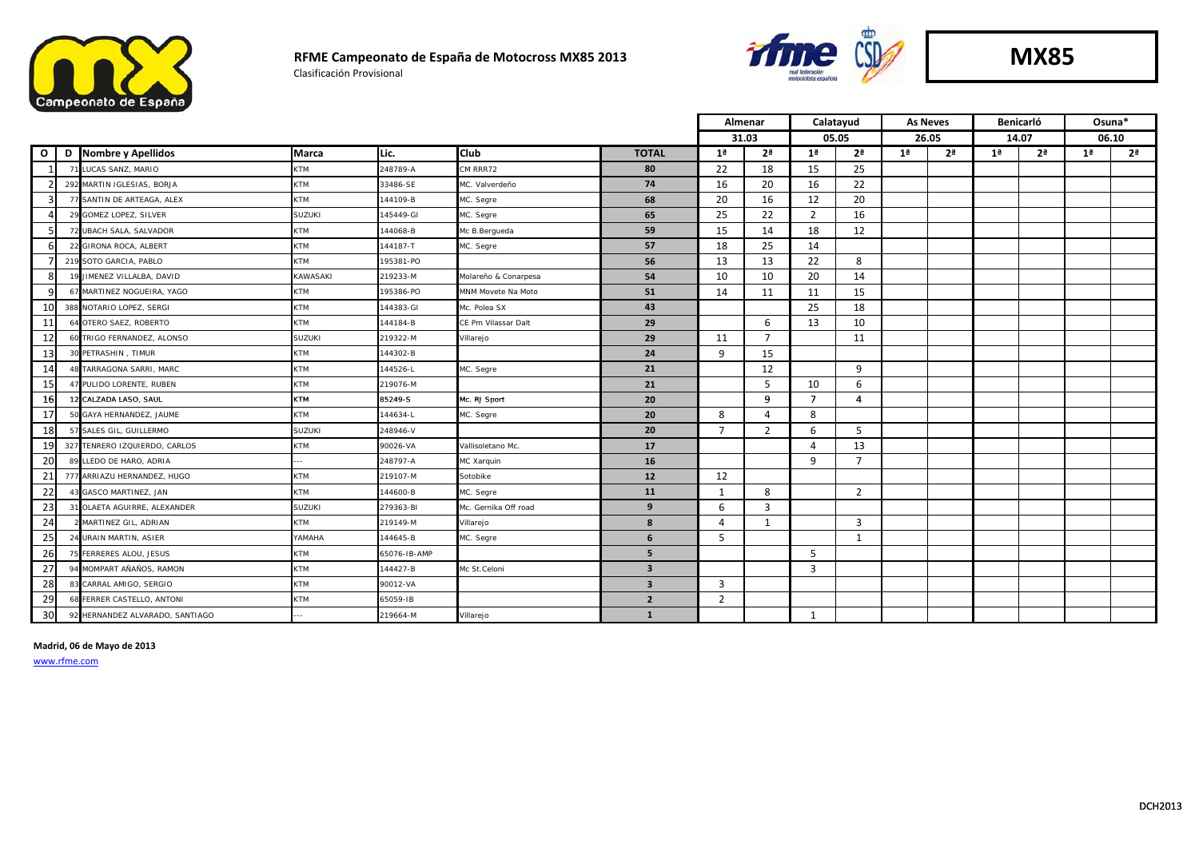# RFME Campeonato de España de Motocross MX85 2013

Clasificación Provisional

**MX85**

| | | | | | | | Almenar | | Calatayud | | As Neves | | Benicarló | | Osuna* | |
|---|---|---|---|---|---|---|---|---|---|---|---|---|---|---|---|---|
| | | | | | | | 31.03 | | 05.05 | | 26.05 | | 14.07 | | 06.10 | |
| **O** | **D** | **Nombre y Apellidos** | **Marca** | **Lic.** | **Club** | **TOTAL** | 1ª | 2ª | 1ª | 2ª | 1ª | 2ª | 1ª | 2ª | 1ª | 2ª |
| 1 | 71 | LUCAS SANZ, MARIO | KTM | 248789-A | CM RRR72 | 80 | 22 | 18 | 15 | 25 | | | | | | |
| 2 | 292 | MARTIN IGLESIAS, BORJA | KTM | 33486-SE | MC. Valverdeño | 74 | 16 | 20 | 16 | 22 | | | | | | |
| 3 | 77 | SANTIN DE ARTEAGA, ALEX | KTM | 144109-B | MC. Segre | 68 | 20 | 16 | 12 | 20 | | | | | | |
| 4 | 29 | GOMEZ LOPEZ, SILVER | SUZUKI | 145449-GI | MC. Segre | 65 | 25 | 22 | 2 | 16 | | | | | | |
| 5 | 72 | UBACH SALA, SALVADOR | KTM | 144068-B | Mc B.Bergueda | 59 | 15 | 14 | 18 | 12 | | | | | | |
| 6 | 22 | GIRONA ROCA, ALBERT | KTM | 144187-T | MC. Segre | 57 | 18 | 25 | 14 | | | | | | | |
| 7 | 219 | SOTO GARCIA, PABLO | KTM | 195381-PO | | 56 | 13 | 13 | 22 | 8 | | | | | | |
| 8 | 19 | JIMENEZ VILLALBA, DAVID | KAWASAKI | 219233-M | Molareño & Conarpesa | 54 | 10 | 10 | 20 | 14 | | | | | | |
| 9 | 67 | MARTINEZ NOGUEIRA, YAGO | KTM | 195386-PO | MNM Movete Na Moto | 51 | 14 | 11 | 11 | 15 | | | | | | |
| 10 | 388 | NOTARIO LOPEZ, SERGI | KTM | 144383-GI | Mc. Polea SX | 43 | | | 25 | 18 | | | | | | |
| 11 | 64 | OTERO SAEZ, ROBERTO | KTM | 144184-B | CE Pm Vilassar Dalt | 29 | | 6 | 13 | 10 | | | | | | |
| 12 | 60 | TRIGO FERNANDEZ, ALONSO | SUZUKI | 219322-M | Villarejo | 29 | 11 | 7 | | 11 | | | | | | |
| 13 | 30 | PETRASHIN , TIMUR | KTM | 144302-B | | 24 | 9 | 15 | | | | | | | | |
| 14 | 48 | TARRAGONA SARRI, MARC | KTM | 144526-L | MC. Segre | 21 | | 12 | | 9 | | | | | | |
| 15 | 47 | PULIDO LORENTE, RUBEN | KTM | 219076-M | | 21 | | 5 | 10 | 6 | | | | | | |
| 16 | 12 | CALZADA LASO, SAUL | KTM | 85249-S | Mc. RJ Sport | 20 | | 9 | 7 | 4 | | | | | | |
| 17 | 50 | GAYA HERNANDEZ, JAUME | KTM | 144634-L | MC. Segre | 20 | 8 | 4 | 8 | | | | | | | |
| 18 | 57 | SALES GIL, GUILLERMO | SUZUKI | 248946-V | | 20 | 7 | 2 | 6 | 5 | | | | | | |
| 19 | 327 | TENRERO IZQUIERDO, CARLOS | KTM | 90026-VA | Vallisoletano Mc. | 17 | | | 4 | 13 | | | | | | |
| 20 | 89 | LLEDO DE HARO, ADRIA | --- | 248797-A | MC Xarquin | 16 | | | 9 | 7 | | | | | | |
| 21 | 777 | ARRIAZU HERNANDEZ, HUGO | KTM | 219107-M | Sotobike | 12 | 12 | | | | | | | | | |
| 22 | 43 | GASCO MARTINEZ, JAN | KTM | 144600-B | MC. Segre | 11 | 1 | 8 | | 2 | | | | | | |
| 23 | 31 | OLAETA AGUIRRE, ALEXANDER | SUZUKI | 279363-BI | Mc. Gernika Off road | 9 | 6 | 3 | | | | | | | | |
| 24 | 2 | MARTINEZ GIL, ADRIAN | KTM | 219149-M | Villarejo | 8 | 4 | 1 | | 3 | | | | | | |
| 25 | 24 | URAIN MARTIN, ASIER | YAMAHA | 144645-B | MC. Segre | 6 | 5 | | | 1 | | | | | | |
| 26 | 75 | FERRERES ALOU, JESUS | KTM | 65076-IB-AMP | | 5 | | | 5 | | | | | | | |
| 27 | 94 | MOMPART AÑAÑOS, RAMON | KTM | 144427-B | Mc St.Celoni | 3 | | | 3 | | | | | | | |
| 28 | 83 | CARRAL AMIGO, SERGIO | KTM | 90012-VA | | 3 | 3 | | | | | | | | | |
| 29 | 68 | FERRER CASTELLO, ANTONI | KTM | 65059-IB | | 2 | 2 | | | | | | | | | |
| 30 | 92 | HERNANDEZ ALVARADO, SANTIAGO | --- | 219664-M | Villarejo | 1 | | | 1 | | | | | | | |

**Madrid, 06 de Mayo de 2013**

www.rfme.com

DCH2013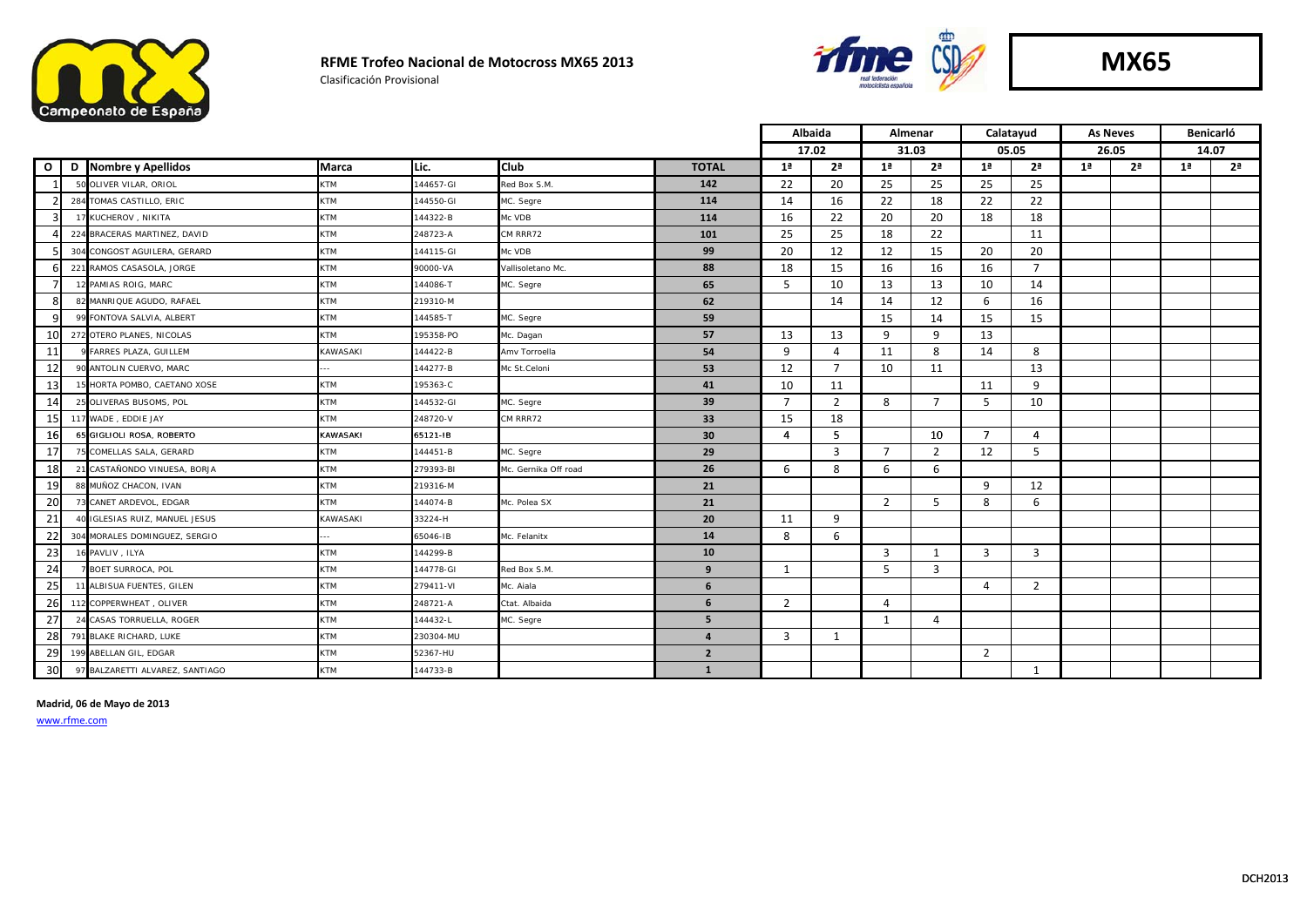# RFME Trofeo Nacional de Motocross MX65 2013

Clasificación Provisional

**MX65**

| O | D | Nombre y Apellidos | Marca | Lic. | Club | TOTAL | Albaida | | Almenar | | Calatayud | | As Neves | | Benicarló | |
|---|---|---|---|---|---|---|---|---|---|---|---|---|---|---|---|---|
| | | | | | | | 17.02 | | 31.03 | | 05.05 | | 26.05 | | 14.07 | |
| | | | | | | | 1ª | 2ª | 1ª | 2ª | 1ª | 2ª | 1ª | 2ª | 1ª | 2ª |
| 1 | 50 | OLIVER VILAR, ORIOL | KTM | 144657-GI | Red Box S.M. | 142 | 22 | 20 | 25 | 25 | 25 | 25 | | | | |
| 2 | 284 | TOMAS CASTILLO, ERIC | KTM | 144550-GI | MC. Segre | 114 | 14 | 16 | 22 | 18 | 22 | 22 | | | | |
| 3 | 17 | KUCHEROV , NIKITA | KTM | 144322-B | Mc VDB | 114 | 16 | 22 | 20 | 20 | 18 | 18 | | | | |
| 4 | 224 | BRACERAS MARTINEZ, DAVID | KTM | 248723-A | CM RRR72 | 101 | 25 | 25 | 18 | 22 | | 11 | | | | |
| 5 | 304 | CONGOST AGUILERA, GERARD | KTM | 144115-GI | Mc VDB | 99 | 20 | 12 | 12 | 15 | 20 | 20 | | | | |
| 6 | 221 | RAMOS CASASOLA, JORGE | KTM | 90000-VA | Vallisoletano Mc. | 88 | 18 | 15 | 16 | 16 | 16 | 7 | | | | |
| 7 | 12 | PAMIAS ROIG, MARC | KTM | 144086-T | MC. Segre | 65 | 5 | 10 | 13 | 13 | 10 | 14 | | | | |
| 8 | 82 | MANRIQUE AGUDO, RAFAEL | KTM | 219310-M | | 62 | | 14 | 14 | 12 | 6 | 16 | | | | |
| 9 | 99 | FONTOVA SALVIA, ALBERT | KTM | 144585-T | MC. Segre | 59 | | | 15 | 14 | 15 | 15 | | | | |
| 10 | 272 | OTERO PLANES, NICOLAS | KTM | 195358-PO | Mc. Dagan | 57 | 13 | 13 | 9 | 9 | 13 | | | | | |
| 11 | 9 | FARRES PLAZA, GUILLEM | KAWASAKI | 144422-B | Amv Torroella | 54 | 9 | 4 | 11 | 8 | 14 | 8 | | | | |
| 12 | 90 | ANTOLIN CUERVO, MARC | --- | 144277-B | Mc St.Celoni | 53 | 12 | 7 | 10 | 11 | | 13 | | | | |
| 13 | 15 | HORTA POMBO, CAETANO XOSE | KTM | 195363-C | | 41 | 10 | 11 | | | 11 | 9 | | | | |
| 14 | 25 | OLIVERAS BUSOMS, POL | KTM | 144532-GI | MC. Segre | 39 | 7 | 2 | 8 | 7 | 5 | 10 | | | | |
| 15 | 117 | WADE , EDDIE JAY | KTM | 248720-V | CM RRR72 | 33 | 15 | 18 | | | | | | | | |
| 16 | 65 | GIGLIOLI ROSA, ROBERTO | KAWASAKI | 65121-IB | | 30 | 4 | 5 | | 10 | 7 | 4 | | | | |
| 17 | 75 | COMELLAS SALA, GERARD | KTM | 144451-B | MC. Segre | 29 | | 3 | 7 | 2 | 12 | 5 | | | | |
| 18 | 21 | CASTAÑONDO VINUESA, BORJA | KTM | 279393-BI | Mc. Gernika Off road | 26 | 6 | 8 | 6 | 6 | | | | | | |
| 19 | 88 | MUÑOZ CHACON, IVAN | KTM | 219316-M | | 21 | | | | | 9 | 12 | | | | |
| 20 | 73 | CANET ARDEVOL, EDGAR | KTM | 144074-B | Mc. Polea SX | 21 | | | 2 | 5 | 8 | 6 | | | | |
| 21 | 40 | IGLESIAS RUIZ, MANUEL JESUS | KAWASAKI | 33224-H | | 20 | 11 | 9 | | | | | | | | |
| 22 | 304 | MORALES DOMINGUEZ, SERGIO | --- | 65046-IB | Mc. Felanitx | 14 | 8 | 6 | | | | | | | | |
| 23 | 16 | PAVLIV , ILYA | KTM | 144299-B | | 10 | | | 3 | 1 | 3 | 3 | | | | |
| 24 | 7 | BOET SURROCA, POL | KTM | 144778-GI | Red Box S.M. | 9 | 1 | | 5 | 3 | | | | | | |
| 25 | 11 | ALBISUA FUENTES, GILEN | KTM | 279411-VI | Mc. Aiala | 6 | | | | | 4 | 2 | | | | |
| 26 | 112 | COPPERWHEAT , OLIVER | KTM | 248721-A | Ctat. Albaida | 6 | 2 | | 4 | | | | | | | |
| 27 | 24 | CASAS TORRUELLA, ROGER | KTM | 144432-L | MC. Segre | 5 | | | 1 | 4 | | | | | | |
| 28 | 791 | BLAKE RICHARD, LUKE | KTM | 230304-MU | | 4 | 3 | 1 | | | | | | | | |
| 29 | 199 | ABELLAN GIL, EDGAR | KTM | 52367-HU | | 2 | | | | | 2 | | | | | |
| 30 | 97 | BALZARETTI ALVAREZ, SANTIAGO | KTM | 144733-B | | 1 | | | | | | 1 | | | | |

**Madrid, 06 de Mayo de 2013**

www.rfme.com

DCH2013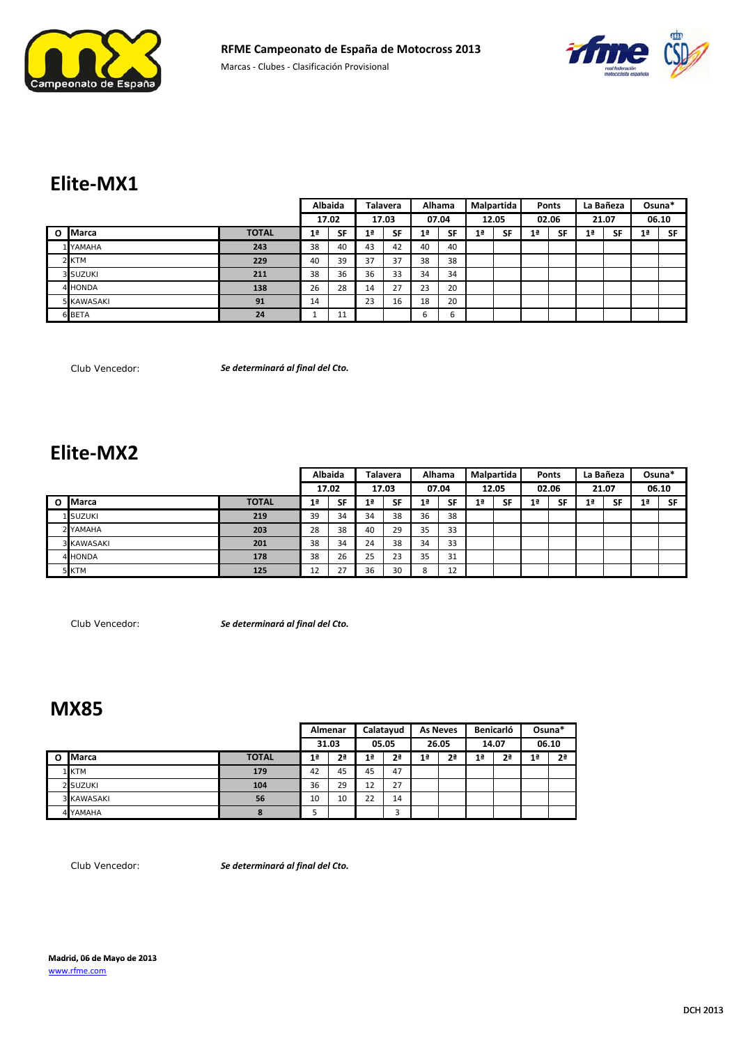**RFME Campeonato de España de Motocross 2013**

Marcas - Clubes - Clasificación Provisional

## Elite-MX1

| | | | Albaida | | Talavera | | Alhama | | Malpartida | | Ponts | | La Bañeza | | Osuna* | |
|---|---|---|---|---|---|---|---|---|---|---|---|---|---|---|---|---|
| | | | 17.02 | | 17.03 | | 07.04 | | 12.05 | | 02.06 | | 21.07 | | 06.10 | |
| O | Marca | TOTAL | 1ª | SF | 1ª | SF | 1ª | SF | 1ª | SF | 1ª | SF | 1ª | SF | 1ª | SF |
| 1 | YAMAHA | 243 | 38 | 40 | 43 | 42 | 40 | 40 | | | | | | | | |
| 2 | KTM | 229 | 40 | 39 | 37 | 37 | 38 | 38 | | | | | | | | |
| 3 | SUZUKI | 211 | 38 | 36 | 36 | 33 | 34 | 34 | | | | | | | | |
| 4 | HONDA | 138 | 26 | 28 | 14 | 27 | 23 | 20 | | | | | | | | |
| 5 | KAWASAKI | 91 | 14 | | 23 | 16 | 18 | 20 | | | | | | | | |
| 6 | BETA | 24 | 1 | 11 | | | 6 | 6 | | | | | | | | |

Club Vencedor: ***Se determinará al final del Cto.***

## Elite-MX2

| | | | Albaida | | Talavera | | Alhama | | Malpartida | | Ponts | | La Bañeza | | Osuna* | |
|---|---|---|---|---|---|---|---|---|---|---|---|---|---|---|---|---|
| | | | 17.02 | | 17.03 | | 07.04 | | 12.05 | | 02.06 | | 21.07 | | 06.10 | |
| O | Marca | TOTAL | 1ª | SF | 1ª | SF | 1ª | SF | 1ª | SF | 1ª | SF | 1ª | SF | 1ª | SF |
| 1 | SUZUKI | 219 | 39 | 34 | 34 | 38 | 36 | 38 | | | | | | | | |
| 2 | YAMAHA | 203 | 28 | 38 | 40 | 29 | 35 | 33 | | | | | | | | |
| 3 | KAWASAKI | 201 | 38 | 34 | 24 | 38 | 34 | 33 | | | | | | | | |
| 4 | HONDA | 178 | 38 | 26 | 25 | 23 | 35 | 31 | | | | | | | | |
| 5 | KTM | 125 | 12 | 27 | 36 | 30 | 8 | 12 | | | | | | | | |

Club Vencedor: ***Se determinará al final del Cto.***

## MX85

| | | | Almenar | | Calatayud | | As Neves | | Benicarló | | Osuna* | |
|---|---|---|---|---|---|---|---|---|---|---|---|---|
| | | | 31.03 | | 05.05 | | 26.05 | | 14.07 | | 06.10 | |
| O | Marca | TOTAL | 1ª | 2ª | 1ª | 2ª | 1ª | 2ª | 1ª | 2ª | 1ª | 2ª |
| 1 | KTM | 179 | 42 | 45 | 45 | 47 | | | | | | |
| 2 | SUZUKI | 104 | 36 | 29 | 12 | 27 | | | | | | |
| 3 | KAWASAKI | 56 | 10 | 10 | 22 | 14 | | | | | | |
| 4 | YAMAHA | 8 | 5 | | | 3 | | | | | | |

Club Vencedor: ***Se determinará al final del Cto.***

**Madrid, 06 de Mayo de 2013**

www.rfme.com

DCH 2013